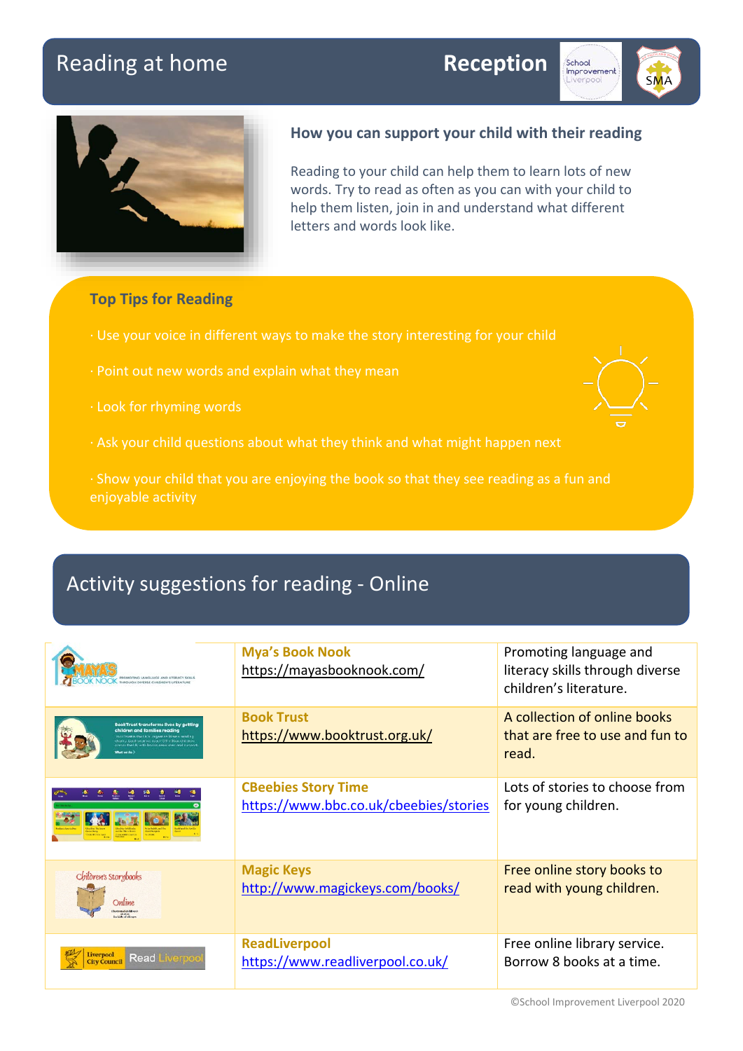# Reading at home

**Reception**

### How you can support your child with their reading

Reading to your child can help them to learn lots of new words. Try to read as often as you can with your child to help them listen, join in and understand what different letters and words look like.

### Top Tips for Reading

· Use your voice in different ways to make the story interesting for your child

· Point out new words and explain what they mean

· Look for rhyming words

· Ask your child questions about what they think and what might happen next

· Show your child that you are enjoying the book so that they see reading as a fun and enjoyable activity

## Activity suggestions for reading - Online

| | | |
|---|---|---|
| | **Mya's Book Nook** https://mayasbooknook.com/ | Promoting language and literacy skills through diverse children's literature. |
| | **Book Trust** https://www.booktrust.org.uk/ | A collection of online books that are free to use and fun to read. |
| | **CBeebies Story Time** https://www.bbc.co.uk/cbeebies/stories | Lots of stories to choose from for young children. |
| | **Magic Keys** http://www.magickeys.com/books/ | Free online story books to read with young children. |
| | **ReadLiverpool** https://www.readliverpool.co.uk/ | Free online library service. Borrow 8 books at a time. |

©School Improvement Liverpool 2020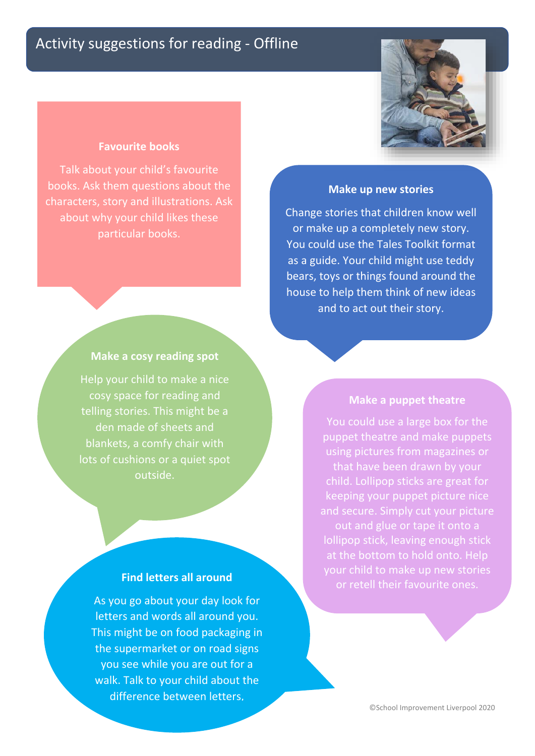# Activity suggestions for reading - Offline

### Favourite books

Talk about your child's favourite books. Ask them questions about the characters, story and illustrations. Ask about why your child likes these particular books.

### Make up new stories

Change stories that children know well or make up a completely new story. You could use the Tales Toolkit format as a guide. Your child might use teddy bears, toys or things found around the house to help them think of new ideas and to act out their story.

### Make a cosy reading spot

Help your child to make a nice cosy space for reading and telling stories. This might be a den made of sheets and blankets, a comfy chair with lots of cushions or a quiet spot outside.

### Make a puppet theatre

You could use a large box for the puppet theatre and make puppets using pictures from magazines or that have been drawn by your child. Lollipop sticks are great for keeping your puppet picture nice and secure. Simply cut your picture out and glue or tape it onto a lollipop stick, leaving enough stick at the bottom to hold onto. Help your child to make up new stories or retell their favourite ones.

### Find letters all around

As you go about your day look for letters and words all around you. This might be on food packaging in the supermarket or on road signs you see while you are out for a walk. Talk to your child about the difference between letters.

©School Improvement Liverpool 2020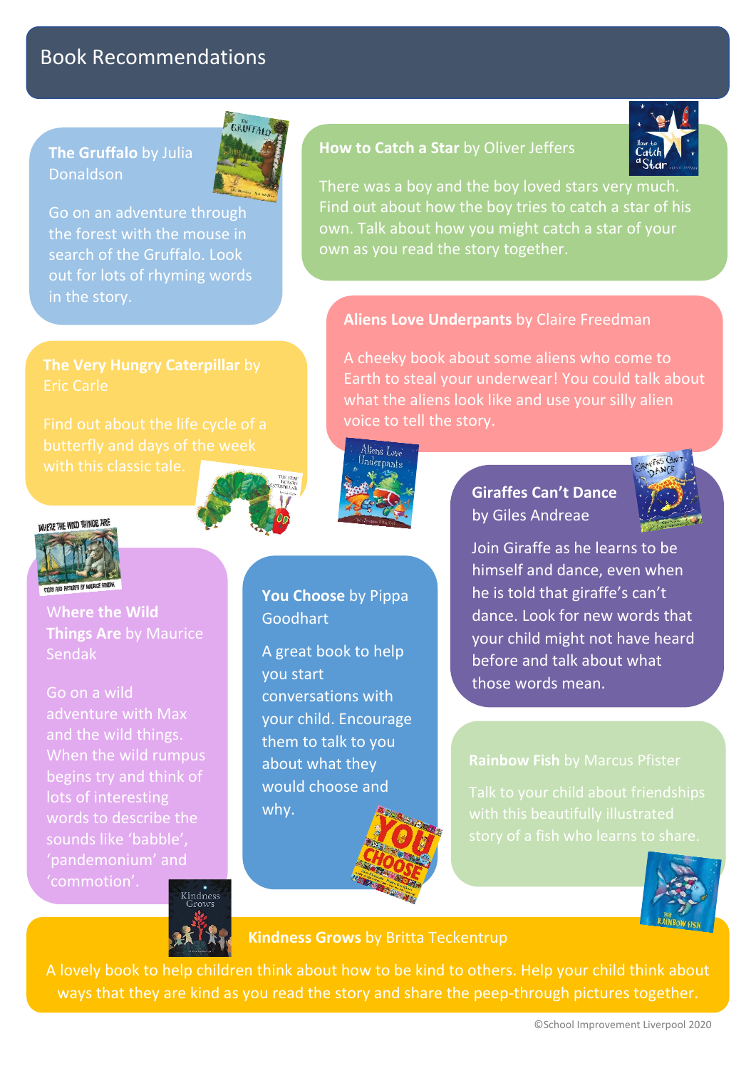# Book Recommendations

**The Gruffalo** by Julia Donaldson

Go on an adventure through the forest with the mouse in search of the Gruffalo. Look out for lots of rhyming words in the story.

**How to Catch a Star** by Oliver Jeffers

There was a boy and the boy loved stars very much. Find out about how the boy tries to catch a star of his own. Talk about how you might catch a star of your own as you read the story together.

**Aliens Love Underpants** by Claire Freedman

A cheeky book about some aliens who come to Earth to steal your underwear! You could talk about what the aliens look like and use your silly alien voice to tell the story.

**The Very Hungry Caterpillar** by Eric Carle

Find out about the life cycle of a butterfly and days of the week with this classic tale.

**Giraffes Can't Dance** by Giles Andreae

Join Giraffe as he learns to be himself and dance, even when he is told that giraffe's can't dance. Look for new words that your child might not have heard before and talk about what those words mean.

**Where the Wild Things Are** by Maurice Sendak

Go on a wild adventure with Max and the wild things. When the wild rumpus begins try and think of lots of interesting words to describe the sounds like 'babble', 'pandemonium' and 'commotion'.

**You Choose** by Pippa Goodhart

A great book to help you start conversations with your child. Encourage them to talk to you about what they would choose and why.

**Rainbow Fish** by Marcus Pfister

Talk to your child about friendships with this beautifully illustrated story of a fish who learns to share.

**Kindness Grows** by Britta Teckentrup

A lovely book to help children think about how to be kind to others. Help your child think about ways that they are kind as you read the story and share the peep-through pictures together.

©School Improvement Liverpool 2020